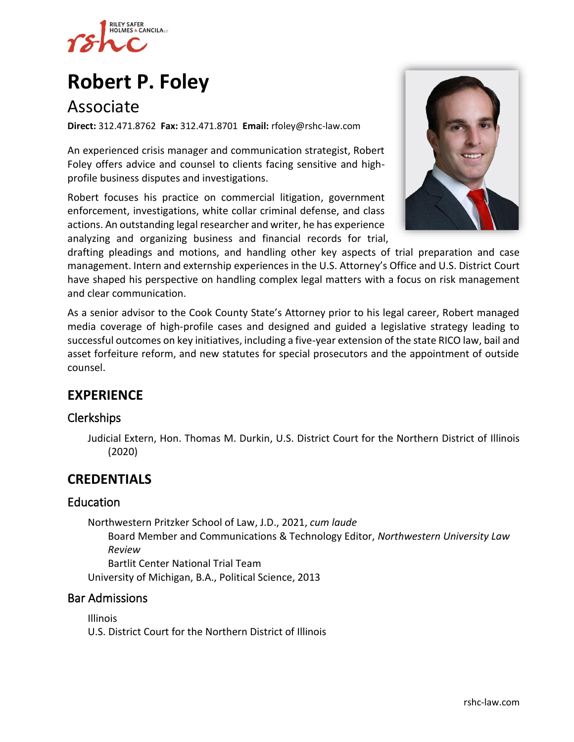# Robert P. Foley

## Associate

**Direct:** 312.471.8762 **Fax:** 312.471.8701 **Email:** rfoley@rshc-law.com

An experienced crisis manager and communication strategist, Robert Foley offers advice and counsel to clients facing sensitive and high-profile business disputes and investigations.

Robert focuses his practice on commercial litigation, government enforcement, investigations, white collar criminal defense, and class actions. An outstanding legal researcher and writer, he has experience analyzing and organizing business and financial records for trial, drafting pleadings and motions, and handling other key aspects of trial preparation and case management. Intern and externship experiences in the U.S. Attorney's Office and U.S. District Court have shaped his perspective on handling complex legal matters with a focus on risk management and clear communication.

As a senior advisor to the Cook County State's Attorney prior to his legal career, Robert managed media coverage of high-profile cases and designed and guided a legislative strategy leading to successful outcomes on key initiatives, including a five-year extension of the state RICO law, bail and asset forfeiture reform, and new statutes for special prosecutors and the appointment of outside counsel.

## EXPERIENCE

### Clerkships

Judicial Extern, Hon. Thomas M. Durkin, U.S. District Court for the Northern District of Illinois (2020)

## CREDENTIALS

### Education

Northwestern Pritzker School of Law, J.D., 2021, *cum laude*
- Board Member and Communications & Technology Editor, *Northwestern University Law Review*
- Bartlit Center National Trial Team

University of Michigan, B.A., Political Science, 2013

### Bar Admissions

Illinois

U.S. District Court for the Northern District of Illinois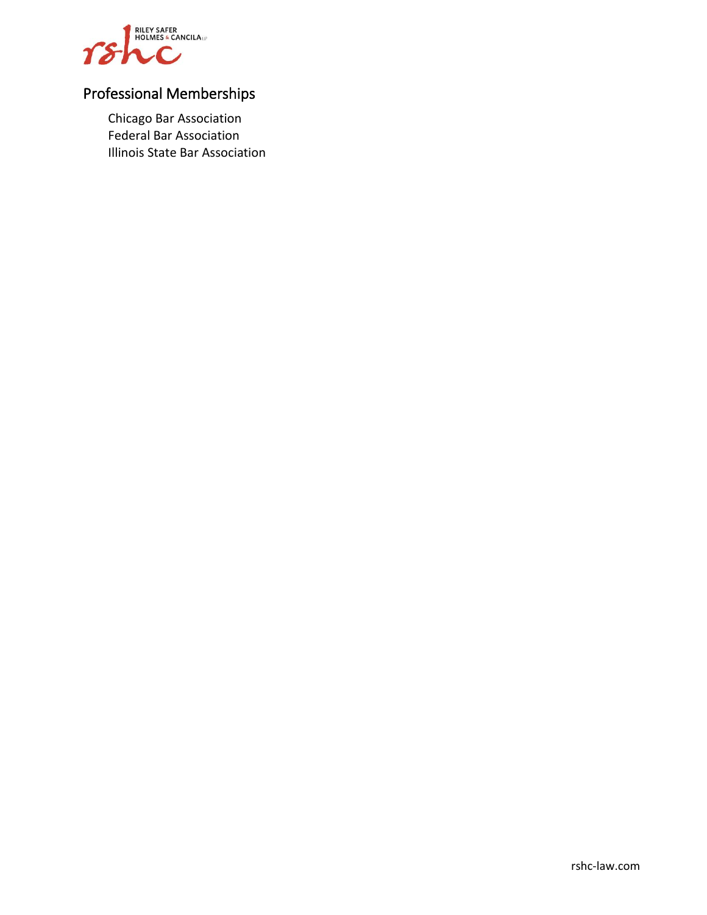## Professional Memberships

Chicago Bar Association
Federal Bar Association
Illinois State Bar Association